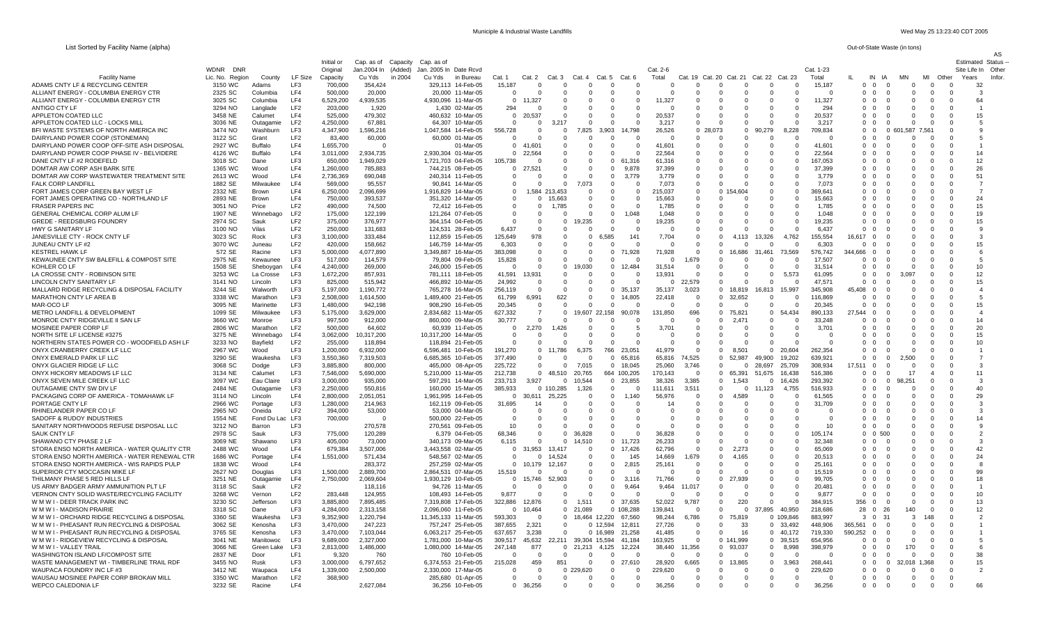# Municiple & Industrial Waste Landfills

List Sorted by Facility Name (alpha)

Out-of-State Waste (in tons)

| Facility Name | WDNR Lic. No. | DNR Region | County | LF Size | Initial or Original Capacity | Cap. as of Jan.2004 In Cu Yds | Capacity (Added) in 2004 | Cap. as of Jan. 2005 In Cu Yds | Date Rcvd in Bureau | Cat. 1 | Cat. 2 | Cat. 3 | Cat. 4 | Cat. 5 | Cat. 6 | Cat. 2-6 Total | Cat. 19 | Cat. 20 | Cat. 21 | Cat. 22 | Cat. 23 | Cat. 1-23 Total | IL | IN | IA | MN | MI | Other | Estimated Site Life In Years | AS Status -- Other Infor. |
|---|---|---|---|---|---|---|---|---|---|---|---|---|---|---|---|---|---|---|---|---|---|---|---|---|---|---|---|---|---|---|
| ADAMS CNTY LF & RECYCLING CENTER | 3150 | WC | Adams | LF3 | 700,000 | 354,424 | | 329,113 | 14-Feb-05 | 15,187 | 0 | 0 | 0 | 0 | 0 | 0 | 0 | 0 | 0 | 0 | 0 | 15,187 | 0 | 0 | 0 | 0 | 0 | 0 | 32 | |
| ALLIANT ENERGY - COLUMBIA ENERGY CTR | 2325 | SC | Columbia | LF4 | 500,000 | 20,000 | | 20,000 | 11-Mar-05 | 0 | 0 | 0 | 0 | 0 | 0 | 0 | 0 | 0 | 0 | 0 | 0 | 0 | 0 | 0 | 0 | 0 | 0 | 0 | 3 | |
| ALLIANT ENERGY - COLUMBIA ENERGY CTR | 3025 | SC | Columbia | LF4 | 6,529,200 | 4,939,535 | | 4,930,096 | 11-Mar-05 | 0 | 11,327 | 0 | 0 | 0 | 0 | 11,327 | 0 | 0 | 0 | 0 | 0 | 11,327 | 0 | 0 | 0 | 0 | 0 | 0 | 64 | |
| ANTIGO CTY LF | 3294 | NO | Langlade | LF2 | 203,000 | 1,920 | | 1,430 | 02-Mar-05 | 294 | 0 | 0 | 0 | 0 | 0 | 0 | 0 | 0 | 0 | 0 | 0 | 294 | 0 | 0 | 0 | 0 | 0 | 0 | 1 | |
| APPLETON COATED LLC | 3458 | NE | Calumet | LF4 | 525,000 | 479,302 | | 460,632 | 10-Mar-05 | 0 | 20,537 | 0 | 0 | 0 | 0 | 20,537 | 0 | 0 | 0 | 0 | 0 | 20,537 | 0 | 0 | 0 | 0 | 0 | 0 | 15 | |
| APPLETON COATED LLC - LOCKS MILL | 3036 | NE | Outagamie | LF2 | 4,250,000 | 67,881 | | 64,307 | 10-Mar-05 | 0 | 0 | 3,217 | 0 | 0 | 0 | 3,217 | 0 | 0 | 0 | 0 | 0 | 3,217 | 0 | 0 | 0 | 0 | 0 | 0 | 5 | |
| BFI WASTE SYSTEMS OF NORTH AMERICA INC | 3474 | NO | Washburn | LF3 | 4,347,900 | 1,596,216 | | 1,047,584 | 14-Feb-05 | 556,728 | 0 | 0 | 7,825 | 3,903 | 14,798 | 26,526 | 0 | 28,073 | 0 | 90,279 | 8,228 | 709,834 | 0 | 0 | 0 | 601,587 | 7,561 | 0 | 9 | |
| DAIRYLAND POWER COOP (STONEMAN) | 3122 | SC | Grant | LF2 | 83,400 | 60,000 | | 60,000 | 01-Mar-05 | 0 | 0 | 0 | 0 | 0 | 0 | 0 | 0 | 0 | 0 | 0 | 0 | 0 | 0 | 0 | 0 | 0 | 0 | 0 | 5 | |
| DAIRYLAND POWER COOP OFF-SITE ASH DISPOSAL | 2927 | WC | Buffalo | LF4 | 1,655,700 | 0 | | | 01-Mar-05 | 0 | 41,601 | 0 | 0 | 0 | 0 | 41,601 | 0 | 0 | 0 | 0 | 0 | 41,601 | 0 | 0 | 0 | 0 | 0 | 0 | 1 | |
| DAIRYLAND POWER COOP PHASE IV - BELVIDERE | 4126 | WC | Buffalo | LF4 | 3,011,000 | 2,934,735 | | 2,930,304 | 01-Mar-05 | 0 | 22,564 | 0 | 0 | 0 | 0 | 22,564 | 0 | 0 | 0 | 0 | 0 | 22,564 | 0 | 0 | 0 | 0 | 0 | 0 | 14 | |
| DANE CNTY LF #2 RODEFELD | 3018 | SC | Dane | LF3 | 650,000 | 1,949,029 | | 1,721,703 | 04-Feb-05 | 105,738 | 0 | 0 | 0 | 0 | 61,316 | 61,316 | 0 | 0 | 0 | 0 | 0 | 167,053 | 0 | 0 | 0 | 0 | 0 | 0 | 12 | |
| DOMTAR AW CORP ASH BARK SITE | 1365 | WC | Wood | LF4 | 1,260,000 | 785,883 | | 744,215 | 08-Feb-05 | 0 | 27,521 | 0 | 0 | 0 | 9,878 | 37,399 | 0 | 0 | 0 | 0 | 0 | 37,399 | 0 | 0 | 0 | 0 | 0 | 0 | 26 | |
| DOMTAR AW CORP WASTEWATER TREATMENT SITE | 2613 | WC | Wood | LF4 | 2,736,369 | 690,048 | | 240,314 | 11-Feb-05 | 0 | 0 | 0 | 0 | 0 | 3,779 | 3,779 | 0 | 0 | 0 | 0 | 0 | 3,779 | 0 | 0 | 0 | 0 | 0 | 0 | 51 | |
| FALK CORP LANDFILL | 1882 | SE | Milwaukee | LF4 | 569,000 | 95,557 | | 90,841 | 14-Mar-05 | 0 | 0 | 0 | 7,073 | 0 | 0 | 7,073 | 0 | 0 | 0 | 0 | 0 | 7,073 | 0 | 0 | 0 | 0 | 0 | 0 | 7 | |
| FORT JAMES CORP GREEN BAY WEST LF | 2332 | NE | Brown | LF4 | 6,250,000 | 2,096,699 | | 1,916,829 | 14-Mar-05 | 0 | 1,584 | 213,453 | 0 | 0 | 0 | 215,037 | 0 | 0 | 154,604 | 0 | 0 | 369,641 | 0 | 0 | 0 | 0 | 0 | 0 | 7 | |
| FORT JAMES OPERATING CO - NORTHLAND LF | 2893 | NE | Brown | LF4 | 750,000 | 393,537 | | 351,320 | 14-Mar-05 | 0 | 0 | 15,663 | 0 | 0 | 0 | 15,663 | 0 | 0 | 0 | 0 | 0 | 15,663 | 0 | 0 | 0 | 0 | 0 | 0 | 24 | |
| FRASER PAPERS INC | 3051 | NO | Price | LF2 | 490,000 | 74,500 | | 72,412 | 16-Feb-05 | 0 | 0 | 1,785 | 0 | 0 | 0 | 1,785 | 0 | 0 | 0 | 0 | 0 | 1,785 | 0 | 0 | 0 | 0 | 0 | 0 | 15 | |
| GENERAL CHEMICAL CORP ALUM LF | 1907 | NE | Winnebago | LF2 | 175,000 | 122,199 | | 121,264 | 07-Feb-05 | 0 | 0 | 0 | 0 | 0 | 1,048 | 1,048 | 0 | 0 | 0 | 0 | 0 | 1,048 | 0 | 0 | 0 | 0 | 0 | 0 | 19 | |
| GREDE - REEDSBURG FOUNDRY | 2974 | SC | Sauk | LF2 | 375,000 | 376,977 | | 364,154 | 04-Feb-05 | 0 | 0 | 0 | 19,235 | 0 | 0 | 19,235 | 0 | 0 | 0 | 0 | 0 | 19,235 | 0 | 0 | 0 | 0 | 0 | 0 | 15 | |
| HWY G SANITARY LF | 3100 | NO | Vilas | LF2 | 250,000 | 131,683 | | 124,531 | 28-Feb-05 | 6,437 | 0 | 0 | 0 | 0 | 0 | 0 | 0 | 0 | 0 | 0 | 0 | 6,437 | 0 | 0 | 0 | 0 | 0 | 0 | 9 | |
| JANESVILLE CITY - ROCK CNTY LF | 3023 | SC | Rock | LF3 | 3,100,000 | 333,484 | | 112,859 | 15-Feb-05 | 125,649 | 978 | 0 | 0 | 6,585 | 141 | 7,704 | 0 | 0 | 4,113 | 13,326 | 4,762 | 155,554 | 16,617 | 0 | 0 | 0 | 0 | 0 | 3 | |
| JUNEAU CNTY LF #2 | 3070 | WC | Juneau | LF2 | 420,000 | 158,662 | | 146,759 | 14-Mar-05 | 6,303 | 0 | 0 | 0 | 0 | 0 | 0 | 0 | 0 | 0 | 0 | 0 | 6,303 | 0 | 0 | 0 | 0 | 0 | 0 | 15 | |
| KESTREL HAWK LF | 572 | SE | Racine | LF3 | 5,000,000 | 4,077,890 | | 3,349,887 | 16-Mar-05 | 383,098 | 0 | 0 | 0 | 0 | 71,928 | 71,928 | 0 | 0 | 16,686 | 31,461 | 73,569 | 576,742 | 344,666 | 0 | 0 | 0 | 0 | 0 | 6 | |
| KEWAUNEE CNTY SW BALEFILL & COMPOST SITE | 2975 | NE | Kewaunee | LF3 | 517,000 | 114,579 | | 79,804 | 09-Feb-05 | 15,828 | 0 | 0 | 0 | 0 | 0 | 0 | 1,679 | 0 | 0 | 0 | 0 | 17,507 | 0 | 0 | 0 | 0 | 0 | 0 | 5 | |
| KOHLER CO LF | 1508 | SE | Sheboygan | LF4 | 4,240,000 | 269,000 | | 246,000 | 15-Feb-05 | 0 | 0 | 0 | 19,030 | 0 | 12,484 | 31,514 | 0 | 0 | 0 | 0 | 0 | 31,514 | 0 | 0 | 0 | 0 | 0 | 0 | 10 | |
| LA CROSSE CNTY - ROBINSON SITE | 3253 | WC | La Crosse | LF3 | 1,672,200 | 857,931 | | 781,111 | 18-Feb-05 | 41,591 | 13,931 | 0 | 0 | 0 | 0 | 13,931 | 0 | 0 | 0 | 0 | 5,573 | 61,095 | 0 | 0 | 0 | 3,097 | 0 | 0 | 12 | |
| LINCOLN CNTY SANITARY LF | 3141 | NO | Lincoln | LF3 | 825,000 | 515,942 | | 466,892 | 10-Mar-05 | 24,992 | 0 | 0 | 0 | 0 | 0 | 0 | 22,579 | 0 | 0 | 0 | 0 | 47,571 | 0 | 0 | 0 | 0 | 0 | 0 | 15 | |
| MALLARD RIDGE RECYCLING & DISPOSAL FACILITY | 3244 | SE | Walworth | LF3 | 5,197,000 | 1,190,772 | | 765,278 | 16-Mar-05 | 256,119 | 0 | 0 | 0 | 0 | 35,137 | 35,137 | 3,023 | 0 | 18,819 | 16,813 | 15,997 | 345,908 | 45,408 | 0 | 0 | 0 | 0 | 0 | 4 | |
| MARATHON CNTY LF AREA B | 3338 | WC | Marathon | LF3 | 2,508,000 | 1,614,500 | | 1,489,400 | 21-Feb-05 | 61,799 | 6,991 | 622 | 0 | 0 | 14,805 | 22,418 | 0 | 0 | 32,652 | 0 | 0 | 116,869 | 0 | 0 | 0 | 0 | 0 | 0 | 5 | |
| MAR-OCO LF | 3095 | NE | Marinette | LF3 | 1,480,000 | 942,198 | | 908,290 | 16-Feb-05 | 20,345 | 0 | 0 | 0 | 0 | 0 | 0 | 0 | 0 | 0 | 0 | 0 | 20,345 | 0 | 0 | 0 | 0 | 0 | 0 | 15 | |
| METRO LANDFILL & DEVELOPMENT | 1099 | SE | Milwaukee | LF3 | 5,175,000 | 3,629,000 | | 2,834,682 | 11-Mar-05 | 627,332 | 7 | 0 | 19,607 | 22,158 | 90,078 | 131,850 | 696 | 0 | 75,821 | 0 | 54,434 | 890,133 | 27,544 | 0 | 0 | 0 | 0 | 0 | 4 | |
| MONROE CNTY RIDGEVILLE II SAN LF | 3660 | WC | Monroe | LF3 | 997,500 | 912,000 | | 860,000 | 09-Mar-05 | 30,777 | 0 | 0 | 0 | 0 | 0 | 0 | 0 | 0 | 2,471 | 0 | 0 | 33,248 | 0 | 0 | 0 | 0 | 0 | 0 | 14 | |
| MOSINEE PAPER CORP LF | 2806 | WC | Marathon | LF2 | 500,000 | 64,602 | | 60,939 | 11-Feb-05 | 0 | 2,270 | 1,426 | 0 | 0 | 5 | 3,701 | 0 | 0 | 0 | 0 | 0 | 3,701 | 0 | 0 | 0 | 0 | 0 | 0 | 20 | |
| NORTH SITE LF LICENSE #3275 | 3275 | NE | Winnebago | LF4 | 3,062,000 | 10,317,200 | | 10,317,200 | 14-Mar-05 | 0 | 0 | 0 | 0 | 0 | 0 | 0 | 0 | 0 | 0 | 0 | 0 | 0 | 0 | 0 | 0 | 0 | 0 | 0 | 15 | |
| NORTHERN STATES POWER CO - WOODFIELD ASH LF | 3233 | NO | Bayfield | LF2 | 255,000 | 118,894 | | 118,894 | 21-Feb-05 | 0 | 0 | 0 | 0 | 0 | 0 | 0 | 0 | 0 | 0 | 0 | 0 | 0 | 0 | 0 | 0 | 0 | 0 | 0 | 10 | |
| ONYX CRANBERRY CREEK LF LLC | 2967 | WC | Wood | LF3 | 1,200,000 | 6,932,000 | | 6,596,481 | 10-Feb-05 | 191,270 | 0 | 11,786 | 6,375 | 766 | 23,051 | 41,979 | 0 | 0 | 8,501 | 0 | 20,604 | 262,354 | 0 | 0 | 0 | 0 | 0 | 0 | 1 | |
| ONYX EMERALD PARK LF LLC | 3290 | SE | Waukesha | LF3 | 3,550,360 | 7,319,503 | | 6,685,365 | 10-Feb-05 | 377,490 | 0 | 0 | 0 | 0 | 65,816 | 65,816 | 74,525 | 0 | 52,987 | 49,900 | 19,202 | 639,921 | 0 | 0 | 0 | 2,500 | 0 | 0 | 7 | |
| ONYX GLACIER RIDGE LF LLC | 3068 | SC | Dodge | LF3 | 3,885,800 | 800,000 | | 465,000 | 08-Apr-05 | 225,722 | 0 | 0 | 7,015 | 0 | 18,045 | 25,060 | 3,746 | 0 | 0 | 28,697 | 25,709 | 308,934 | 17,511 | 0 | 0 | 0 | 0 | 0 | 3 | |
| ONYX HICKORY MEADOWS LF LLC | 3134 | NE | Calumet | LF3 | 7,546,000 | 5,690,000 | | 5,210,000 | 11-Mar-05 | 212,738 | 0 | 48,510 | 20,765 | 664 | 100,205 | 170,143 | 0 | 0 | 65,391 | 51,675 | 16,438 | 516,386 | 0 | 0 | 0 | 17 | 4 | 0 | 11 | |
| ONYX SEVEN MILE CREEK LF LLC | 3097 | WC | Eau Claire | LF3 | 3,000,000 | 935,000 | | 597,291 | 14-Mar-05 | 233,713 | 3,927 | 0 | 10,544 | 0 | 23,855 | 38,326 | 3,385 | 0 | 1,543 | 0 | 16,426 | 293,392 | 0 | 0 | 0 | 98,251 | 0 | 0 | 3 | |
| OUTAGAMIE CNTY SW DIV LF | 2484 | NE | Outagamie | LF3 | 2,250,000 | 550,816 | | 160,000 | 15-Mar-05 | 385,933 | 0 | 110,285 | 1,326 | 0 | 0 | 111,611 | 3,511 | 0 | 0 | 11,123 | 4,755 | 516,933 | 0 | 0 | 0 | 0 | 0 | 0 | 40 | |
| PACKAGING CORP OF AMERICA - TOMAHAWK LF | 3114 | NO | Lincoln | LF4 | 2,800,000 | 2,051,051 | | 1,961,995 | 14-Feb-05 | 0 | 30,611 | 25,225 | 0 | 0 | 1,140 | 56,976 | 0 | 0 | 4,589 | 0 | 0 | 61,565 | 0 | 0 | 0 | 0 | 0 | 0 | 29 | |
| PORTAGE CNTY LF | 2966 | WC | Portage | LF3 | 1,280,000 | 214,963 | | 162,119 | 09-Feb-05 | 31,695 | 14 | 0 | 0 | 0 | 0 | 14 | 0 | 0 | 0 | 0 | 0 | 31,709 | 0 | 0 | 0 | 0 | 0 | 0 | 3 | |
| RHINELANDER PAPER CO LF | 2965 | NO | Oneida | LF2 | 394,000 | 53,000 | | 53,000 | 04-Mar-05 | 0 | 0 | 0 | 0 | 0 | 0 | 0 | 0 | 0 | 0 | 0 | 0 | 0 | 0 | 0 | 0 | 0 | 0 | 0 | 3 | |
| SADOFF & RUDOY INDUSTRIES | 1554 | NE | Fond Du Lac | LF3 | 700,000 | 0 | | 500,000 | 22-Feb-05 | 0 | 0 | 0 | 0 | 0 | 0 | 0 | 0 | 0 | 0 | 0 | 0 | 0 | 0 | 0 | 0 | 0 | 0 | 0 | 14 | |
| SANITARY NORTHWOODS REFUSE DISPOSAL LLC | 3212 | NO | Barron | LF3 | | 270,578 | | 270,561 | 09-Feb-05 | 10 | 0 | 0 | 0 | 0 | 0 | 0 | 0 | 0 | 0 | 0 | 0 | 10 | 0 | 0 | 0 | 0 | 0 | 0 | 9 | |
| SAUK CNTY LF | 2978 | SC | Sauk | LF3 | 775,000 | 120,289 | | 6,379 | 04-Feb-05 | 68,346 | 0 | 0 | 36,828 | 0 | 0 | 36,828 | 0 | 0 | 0 | 0 | 0 | 105,174 | 0 | 0 | 500 | 0 | 0 | 0 | 2 | |
| SHAWANO CTY PHASE 2 LF | 3069 | NE | Shawano | LF3 | 405,000 | 73,000 | | 340,173 | 09-Mar-05 | 6,115 | 0 | 0 | 14,510 | 0 | 11,723 | 26,233 | 0 | 0 | 0 | 0 | 0 | 32,348 | 0 | 0 | 0 | 0 | 0 | 0 | 3 | |
| STORA ENSO NORTH AMERICA - WATER QUALITY CTR | 2488 | WC | Wood | LF4 | 679,384 | 3,507,006 | | 3,443,558 | 02-Mar-05 | 0 | 31,953 | 13,417 | 0 | 0 | 17,426 | 62,796 | 0 | 0 | 2,273 | 0 | 0 | 65,069 | 0 | 0 | 0 | 0 | 0 | 0 | 42 | |
| STORA ENSO NORTH AMERICA - WATER RENEWAL CTR | 1686 | WC | Portage | LF4 | 1,551,000 | 571,434 | | 548,567 | 02-Mar-05 | 0 | 0 | 14,524 | 0 | 0 | 145 | 14,669 | 1,679 | 0 | 4,165 | 0 | 0 | 20,513 | 0 | 0 | 0 | 0 | 0 | 0 | 24 | |
| STORA ENSO NORTH AMERICA - WIS RAPIDS PULP | 1838 | WC | Wood | LF4 | | 283,372 | | 257,259 | 02-Mar-05 | 0 | 10,179 | 12,167 | 0 | 0 | 2,815 | 25,161 | 0 | 0 | 0 | 0 | 0 | 25,161 | 0 | 0 | 0 | 0 | 0 | 0 | 8 | |
| SUPERIOR CTY MOCCASIN MIKE LF | 2627 | NO | Douglas | LF3 | 1,500,000 | 2,889,700 | | 2,864,531 | 07-Mar-05 | 15,519 | 0 | 0 | 0 | 0 | 0 | 0 | 0 | 0 | 0 | 0 | 0 | 15,519 | 0 | 0 | 0 | 0 | 0 | 0 | 99 | |
| THILMANY PHASE 5 RED HILLS LF | 3251 | NE | Outagamie | LF4 | 2,750,000 | 2,069,604 | | 1,930,129 | 10-Feb-05 | 0 | 15,746 | 52,903 | 0 | 0 | 3,116 | 71,766 | 0 | 0 | 27,939 | 0 | 0 | 99,705 | 0 | 0 | 0 | 0 | 0 | 0 | 18 | |
| US ARMY BADGER ARMY AMMUNITION PLT LF | 3118 | SC | Sauk | LF2 | | 118,116 | | 94,726 | 11-Mar-05 | 0 | 0 | 0 | 0 | 0 | 9,464 | 9,464 | 11,017 | 0 | 0 | 0 | 0 | 20,481 | 0 | 0 | 0 | 0 | 0 | 0 | 1 | |
| VERNON CNTY SOLID WASTE/RECYCLING FACILITY | 3268 | WC | Vernon | LF2 | 283,448 | 124,955 | | 108,493 | 14-Feb-05 | 9,877 | 0 | 0 | 0 | 0 | 0 | 0 | 0 | 0 | 0 | 0 | 0 | 9,877 | 0 | 0 | 0 | 0 | 0 | 0 | 10 | |
| W M W I - DEER TRACK PARK INC | 3230 | SC | Jefferson | LF3 | 3,885,800 | 7,895,485 | | 7,319,808 | 17-Feb-05 | 322,886 | 12,876 | 0 | 1,511 | 0 | 37,635 | 52,022 | 9,787 | 0 | 220 | 0 | 0 | 384,915 | 356 | 0 | 0 | 0 | 0 | 0 | 13 | |
| W M W I - MADISON PRAIRIE | 3318 | SC | Dane | LF3 | 4,284,000 | 2,313,158 | | 2,096,060 | 11-Feb-05 | 0 | 10,464 | 0 | 21,089 | 0 | 108,288 | 139,841 | 0 | 0 | 0 | 37,895 | 40,950 | 218,686 | 28 | 0 | 26 | 140 | 0 | 0 | 12 | |
| W M W I - ORCHARD RIDGE RECYCLING & DISPOSAL | 3360 | SE | Waukesha | LF3 | 9,352,900 | 1,220,794 | | 11,345,133 | 11-Mar-05 | 593,303 | 0 | 0 | 18,464 | 12,220 | 67,560 | 98,244 | 6,786 | 0 | 75,819 | 0 | 109,846 | 883,997 | 3 | 0 | 31 | 3 | 148 | 0 | 2 | |
| W M W I - PHEASANT RUN RECYCLING & DISPOSAL | 3062 | SE | Kenosha | LF3 | 3,470,000 | 247,223 | | 757,247 | 25-Feb-05 | 387,655 | 2,321 | 0 | 0 | 12,594 | 12,811 | 27,726 | 0 | 0 | 33 | 0 | 33,492 | 448,906 | 365,561 | 0 | 0 | 0 | 0 | 0 | 1 | |
| W M W I - PHEASANT RUN RECYCLING & DISPOSAL | 3765 | SE | Kenosha | LF3 | 3,470,000 | 7,103,044 | | 6,063,217 | 25-Feb-05 | 637,657 | 3,238 | 0 | 0 | 16,989 | 21,258 | 41,485 | 0 | 0 | 16 | 0 | 40,172 | 719,330 | 590,252 | 0 | 0 | 0 | 0 | 0 | 1 | |
| W M W I - RIDGEVIEW RECYCLING & DISPOSAL | 3041 | NE | Manitowoc | LF3 | 9,689,000 | 2,327,000 | | 1,781,000 | 10-Mar-05 | 309,517 | 45,632 | 22,211 | 39,304 | 15,594 | 41,184 | 163,925 | 0 | 0 | 141,999 | 0 | 39,515 | 654,956 | 0 | 0 | 0 | 0 | 0 | 0 | 5 | |
| W M W I - VALLEY TRAIL | 3066 | NE | Green Lake | LF3 | 2,813,000 | 1,486,000 | | 1,080,000 | 14-Mar-05 | 247,148 | 877 | 0 | 21,213 | 4,125 | 12,224 | 38,440 | 11,356 | 0 | 93,077 | 0 | 8,998 | 398,979 | 0 | 0 | 0 | 170 | 0 | 0 | 6 | |
| WASHINGTON ISLAND LF/COMPOST SITE | 2837 | NE | Door | LF1 | 9,320 | 760 | | 760 | 10-Feb-05 | 0 | 0 | 0 | 0 | 0 | 0 | 0 | 0 | 0 | 0 | 0 | 0 | 0 | 0 | 0 | 0 | 0 | 0 | 0 | 38 | |
| WASTE MANAGEMENT WI - TIMBERLINE TRAIL RDF | 3455 | NO | Rusk | LF3 | 3,000,000 | 6,797,652 | | 6,374,553 | 21-Feb-05 | 215,028 | 459 | 851 | 0 | 0 | 27,610 | 28,920 | 6,665 | 0 | 13,865 | 0 | 3,963 | 268,441 | 0 | 0 | 0 | 32,018 | 1,368 | 0 | 15 | |
| WAUPACA FOUNDRY INC LF #3 | 3412 | NE | Waupaca | LF4 | 1,339,000 | 2,500,000 | | 2,330,000 | 17-Mar-05 | 0 | 0 | 0 | 229,620 | 0 | 0 | 229,620 | 0 | 0 | 0 | 0 | 0 | 229,620 | 0 | 0 | 0 | 0 | 0 | 0 | 2 | |
| WAUSAU MOSINEE PAPER CORP BROKAW MILL | 3350 | WC | Marathon | LF2 | 368,900 | | | 285,680 | 01-Apr-05 | 0 | 0 | 0 | 0 | 0 | 0 | 0 | 0 | 0 | 0 | 0 | 0 | 0 | 0 | 0 | 0 | 0 | 0 | 0 | | |
| WEPCO CALEDONIA LF | 3232 | SE | Racine | LF4 | | 2,627,084 | | 36,256 | 10-Feb-05 | 0 | 36,256 | 0 | 0 | 0 | 0 | 36,256 | 0 | 0 | 0 | 0 | 0 | 36,256 | 0 | 0 | 0 | 0 | 0 | 0 | 66 | |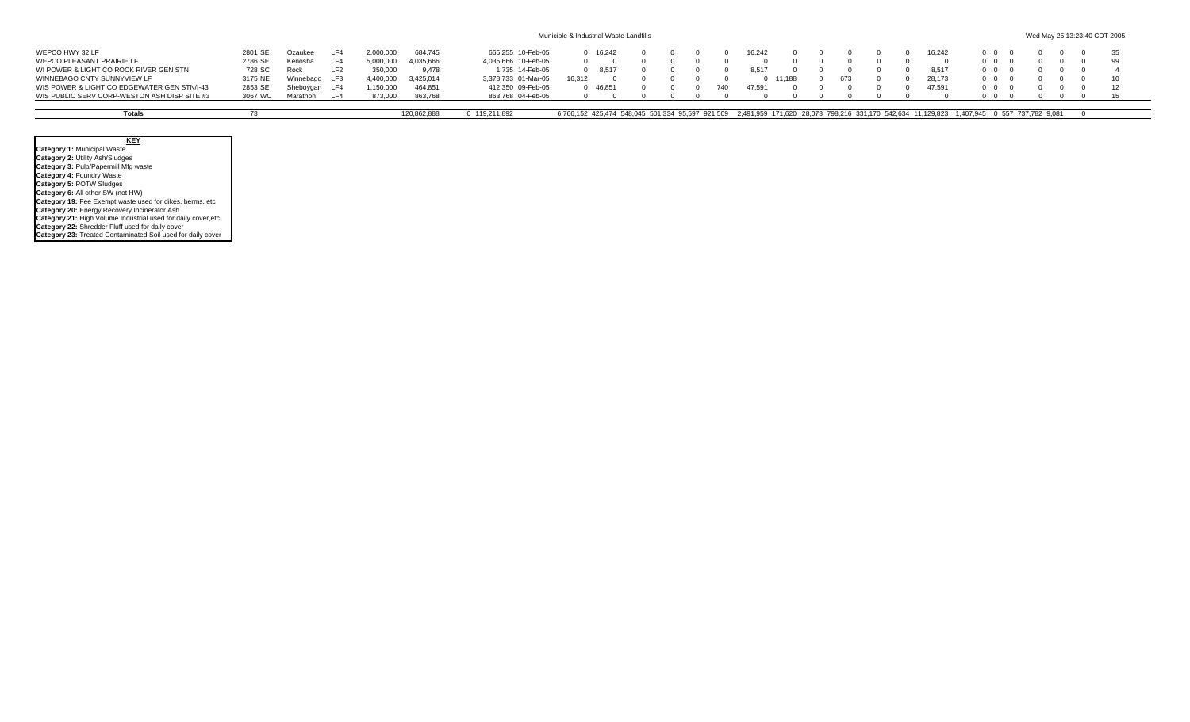| | | | | | | | | | | | | | | | | | | | | | | | | | | | | |
|---|---|---|---|---|---|---|---|---|---|---|---|---|---|---|---|---|---|---|---|---|---|---|---|---|---|---|---|---|
| WEPCO HWY 32 LF | 2801 SE | Ozaukee | LF4 | 2,000,000 | 684,745 | | 665,255 | 10-Feb-05 | 0 | 16,242 | 0 | 0 | 0 | 0 | 16,242 | 0 | 0 | 0 | 0 | 0 | 16,242 | 0 | 0 | 0 | 0 | 0 | 0 | 35 |
| WEPCO PLEASANT PRAIRIE LF | 2786 SE | Kenosha | LF4 | 5,000,000 | 4,035,666 | | 4,035,666 | 10-Feb-05 | 0 | 0 | 0 | 0 | 0 | 0 | 0 | 0 | 0 | 0 | 0 | 0 | 0 | 0 | 0 | 0 | 0 | 0 | 0 | 99 |
| WI POWER & LIGHT CO ROCK RIVER GEN STN | 728 SC | Rock | LF2 | 350,000 | 9,478 | | 1,735 | 14-Feb-05 | 0 | 8,517 | 0 | 0 | 0 | 0 | 8,517 | 0 | 0 | 0 | 0 | 0 | 8,517 | 0 | 0 | 0 | 0 | 0 | 0 | 4 |
| WINNEBAGO CNTY SUNNYVIEW LF | 3175 NE | Winnebago | LF3 | 4,400,000 | 3,425,014 | | 3,378,733 | 01-Mar-05 | 16,312 | 0 | 0 | 0 | 0 | 0 | 0 | 11,188 | 0 | 673 | 0 | 0 | 28,173 | 0 | 0 | 0 | 0 | 0 | 0 | 10 |
| WIS POWER & LIGHT CO EDGEWATER GEN STN/I-43 | 2853 SE | Sheboygan | LF4 | 1,150,000 | 464,851 | | 412,350 | 09-Feb-05 | 0 | 46,851 | 0 | 0 | 0 | 740 | 47,591 | 0 | 0 | 0 | 0 | 0 | 47,591 | 0 | 0 | 0 | 0 | 0 | 0 | 12 |
| WIS PUBLIC SERV CORP-WESTON ASH DISP SITE #3 | 3067 WC | Marathon | LF4 | 873,000 | 863,768 | | 863,768 | 04-Feb-05 | 0 | 0 | 0 | 0 | 0 | 0 | 0 | 0 | 0 | 0 | 0 | 0 | 0 | 0 | 0 | 0 | 0 | 0 | 0 | 15 |
| **Totals** | 73 | | | | 120,862,888 | 0 | 119,211,892 | | 6,766,152 | 425,474 | 548,045 | 501,334 | 95,597 | 921,509 | 2,491,959 | 171,620 | 28,073 | 798,216 | 331,170 | 542,634 | 11,129,823 | 1,407,945 | 0 | 557 | 737,782 | 9,081 | 0 | |

| **KEY** |
|---|
| **Category 1:** Municipal Waste |
| **Category 2:** Utility Ash/Sludges |
| **Category 3:** Pulp/Papermill Mfg waste |
| **Category 4:** Foundry Waste |
| **Category 5:** POTW Sludges |
| **Category 6:** All other SW (not HW) |
| **Category 19:** Fee Exempt waste used for dikes, berms, etc |
| **Category 20:** Energy Recovery Incinerator Ash |
| **Category 21:** High Volume Industrial used for daily cover,etc |
| **Category 22:** Shredder Fluff used for daily cover |
| **Category 23:** Treated Contaminated Soil used for daily cover |